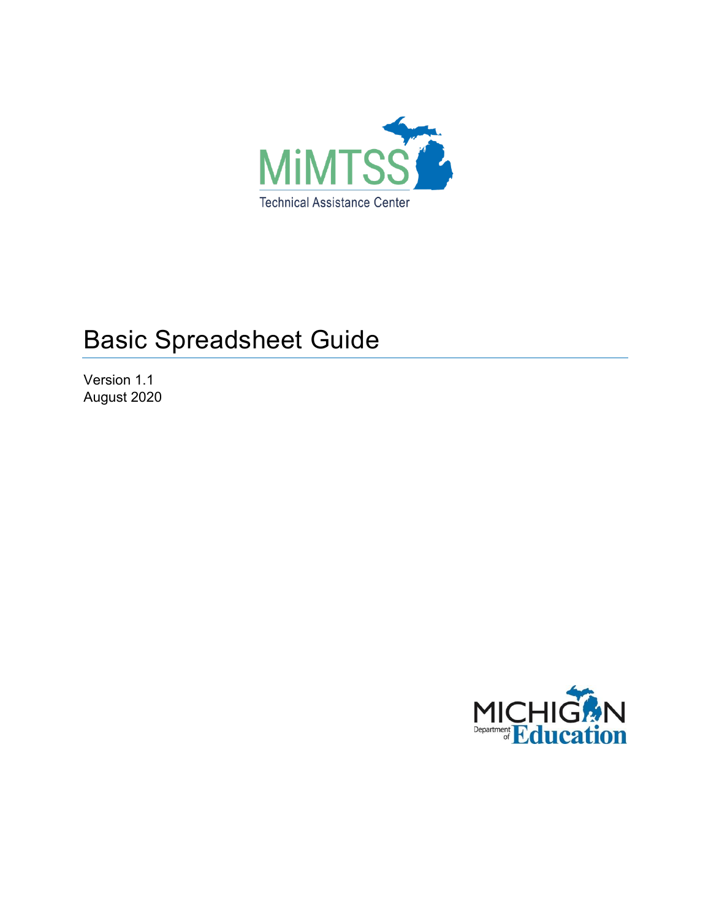MiMTSS

Technical Assistance Center

# Basic Spreadsheet Guide

Version 1.1
August 2020

MICHIGAN Department of Education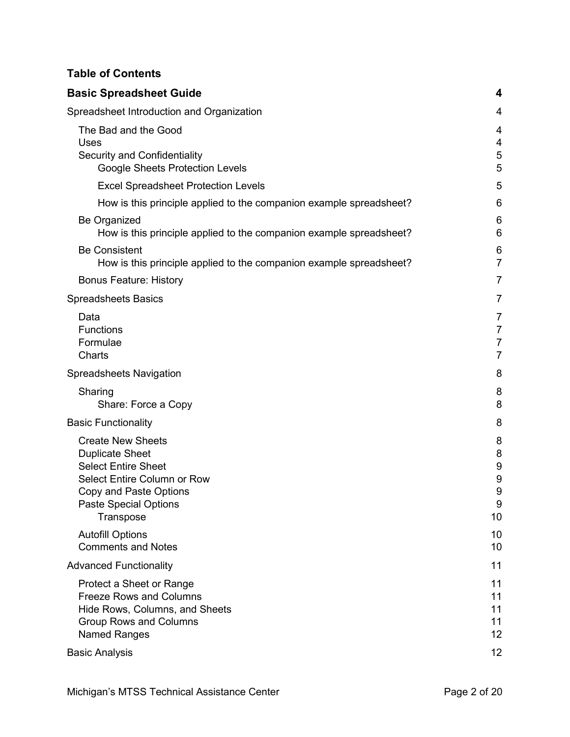## Table of Contents

**Basic Spreadsheet Guide** 4

Spreadsheet Introduction and Organization 4

- The Bad and the Good 4
- Uses 4
- Security and Confidentiality 5
    - Google Sheets Protection Levels 5
    - Excel Spreadsheet Protection Levels 5
    - How is this principle applied to the companion example spreadsheet? 6
- Be Organized 6
    - How is this principle applied to the companion example spreadsheet? 6
- Be Consistent 6
    - How is this principle applied to the companion example spreadsheet? 7
- Bonus Feature: History 7

Spreadsheets Basics 7

- Data 7
- Functions 7
- Formulae 7
- Charts 7

Spreadsheets Navigation 8

- Sharing 8
    - Share: Force a Copy 8

Basic Functionality 8

- Create New Sheets 8
- Duplicate Sheet 8
- Select Entire Sheet 9
- Select Entire Column or Row 9
- Copy and Paste Options 9
- Paste Special Options 9
    - Transpose 10
- Autofill Options 10
- Comments and Notes 10

Advanced Functionality 11

- Protect a Sheet or Range 11
- Freeze Rows and Columns 11
- Hide Rows, Columns, and Sheets 11
- Group Rows and Columns 11
- Named Ranges 12

Basic Analysis 12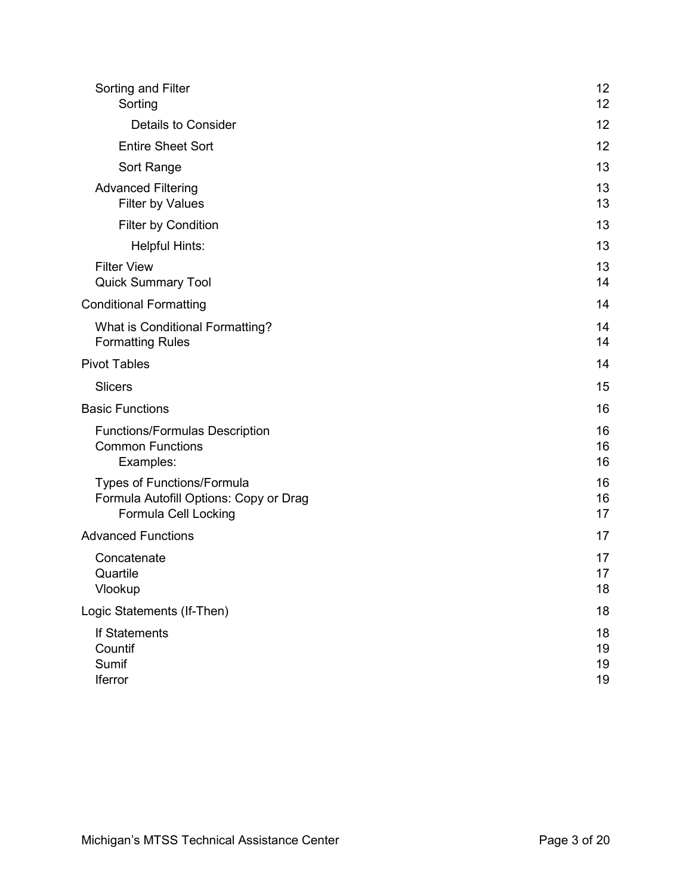- Sorting and Filter 12
  - Sorting 12
    - Details to Consider 12
  - Entire Sheet Sort 12
  - Sort Range 13
- Advanced Filtering 13
  - Filter by Values 13
  - Filter by Condition 13
    - Helpful Hints: 13
- Filter View 13
- Quick Summary Tool 14

Conditional Formatting 14

- What is Conditional Formatting? 14
- Formatting Rules 14

Pivot Tables 14

- Slicers 15

Basic Functions 16

- Functions/Formulas Description 16
- Common Functions 16
  - Examples: 16
- Types of Functions/Formula 16
- Formula Autofill Options: Copy or Drag 16
  - Formula Cell Locking 17

Advanced Functions 17

- Concatenate 17
- Quartile 17
- Vlookup 18

Logic Statements (If-Then) 18

- If Statements 18
- Countif 19
- Sumif 19
- Iferror 19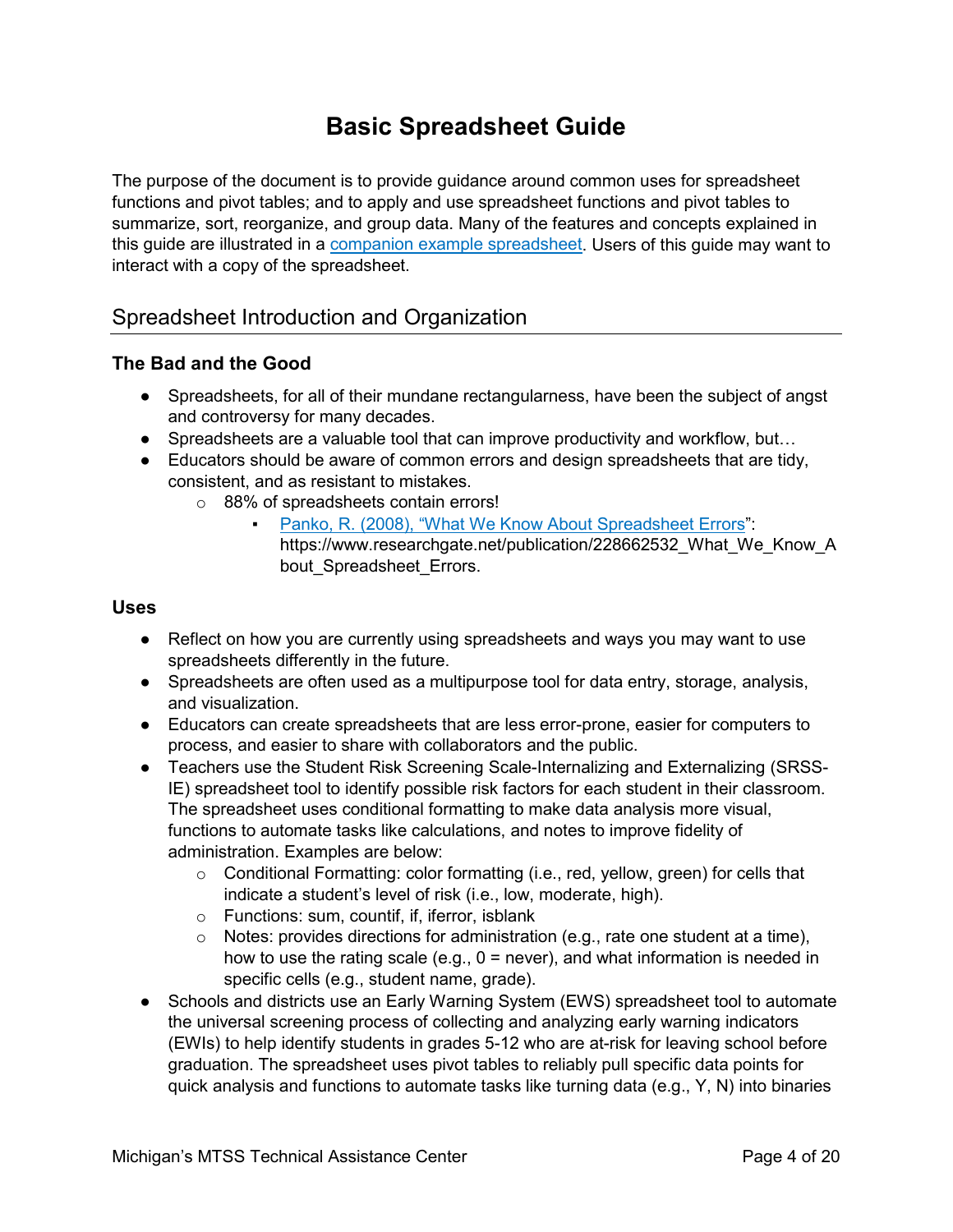# Basic Spreadsheet Guide

The purpose of the document is to provide guidance around common uses for spreadsheet functions and pivot tables; and to apply and use spreadsheet functions and pivot tables to summarize, sort, reorganize, and group data. Many of the features and concepts explained in this guide are illustrated in a [companion example spreadsheet](). Users of this guide may want to interact with a copy of the spreadsheet.

## Spreadsheet Introduction and Organization

### The Bad and the Good

- Spreadsheets, for all of their mundane rectangularness, have been the subject of angst and controversy for many decades.
- Spreadsheets are a valuable tool that can improve productivity and workflow, but…
- Educators should be aware of common errors and design spreadsheets that are tidy, consistent, and as resistant to mistakes.
  - 88% of spreadsheets contain errors!
    - [Panko, R. (2008), "What We Know About Spreadsheet Errors"](https://www.researchgate.net/publication/228662532_What_We_Know_About_Spreadsheet_Errors): https://www.researchgate.net/publication/228662532_What_We_Know_About_Spreadsheet_Errors.

### Uses

- Reflect on how you are currently using spreadsheets and ways you may want to use spreadsheets differently in the future.
- Spreadsheets are often used as a multipurpose tool for data entry, storage, analysis, and visualization.
- Educators can create spreadsheets that are less error-prone, easier for computers to process, and easier to share with collaborators and the public.
- Teachers use the Student Risk Screening Scale-Internalizing and Externalizing (SRSS-IE) spreadsheet tool to identify possible risk factors for each student in their classroom. The spreadsheet uses conditional formatting to make data analysis more visual, functions to automate tasks like calculations, and notes to improve fidelity of administration. Examples are below:
  - Conditional Formatting: color formatting (i.e., red, yellow, green) for cells that indicate a student's level of risk (i.e., low, moderate, high).
  - Functions: sum, countif, if, iferror, isblank
  - Notes: provides directions for administration (e.g., rate one student at a time), how to use the rating scale (e.g., 0 = never), and what information is needed in specific cells (e.g., student name, grade).
- Schools and districts use an Early Warning System (EWS) spreadsheet tool to automate the universal screening process of collecting and analyzing early warning indicators (EWIs) to help identify students in grades 5-12 who are at-risk for leaving school before graduation. The spreadsheet uses pivot tables to reliably pull specific data points for quick analysis and functions to automate tasks like turning data (e.g., Y, N) into binaries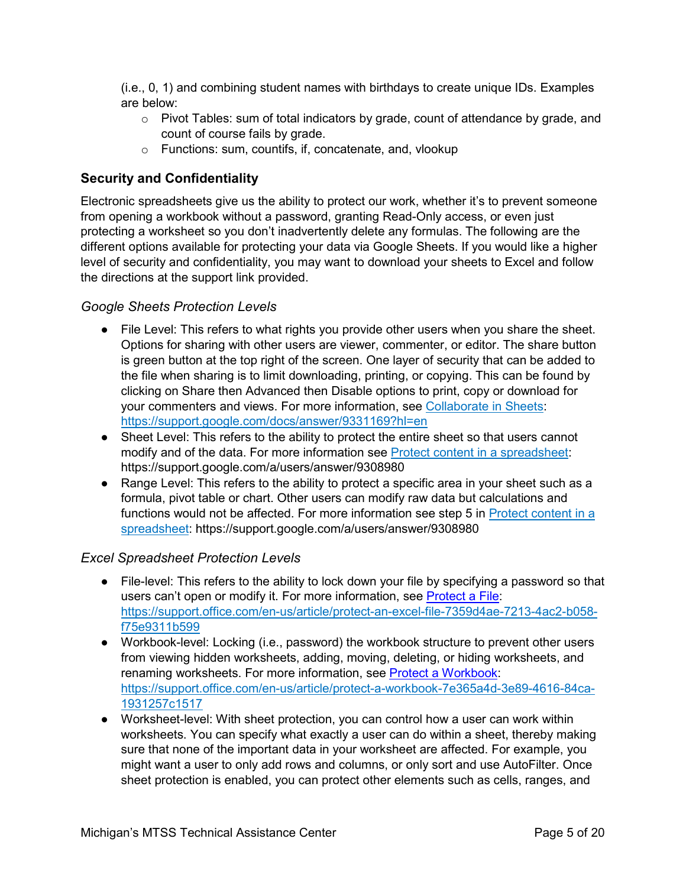(i.e., 0, 1) and combining student names with birthdays to create unique IDs. Examples are below:

- Pivot Tables: sum of total indicators by grade, count of attendance by grade, and count of course fails by grade.
- Functions: sum, countifs, if, concatenate, and, vlookup

### Security and Confidentiality

Electronic spreadsheets give us the ability to protect our work, whether it's to prevent someone from opening a workbook without a password, granting Read-Only access, or even just protecting a worksheet so you don't inadvertently delete any formulas. The following are the different options available for protecting your data via Google Sheets. If you would like a higher level of security and confidentiality, you may want to download your sheets to Excel and follow the directions at the support link provided.

#### *Google Sheets Protection Levels*

- File Level: This refers to what rights you provide other users when you share the sheet. Options for sharing with other users are viewer, commenter, or editor. The share button is green button at the top right of the screen. One layer of security that can be added to the file when sharing is to limit downloading, printing, or copying. This can be found by clicking on Share then Advanced then Disable options to print, copy or download for your commenters and views. For more information, see [Collaborate in Sheets](https://support.google.com/docs/answer/9331169?hl=en): [https://support.google.com/docs/answer/9331169?hl=en](https://support.google.com/docs/answer/9331169?hl=en)
- Sheet Level: This refers to the ability to protect the entire sheet so that users cannot modify and of the data. For more information see [Protect content in a spreadsheet](https://support.google.com/a/users/answer/9308980): https://support.google.com/a/users/answer/9308980
- Range Level: This refers to the ability to protect a specific area in your sheet such as a formula, pivot table or chart. Other users can modify raw data but calculations and functions would not be affected. For more information see step 5 in [Protect content in a spreadsheet](https://support.google.com/a/users/answer/9308980): https://support.google.com/a/users/answer/9308980

#### *Excel Spreadsheet Protection Levels*

- File-level: This refers to the ability to lock down your file by specifying a password so that users can't open or modify it. For more information, see [Protect a File](https://support.office.com/en-us/article/protect-an-excel-file-7359d4ae-7213-4ac2-b058-f75e9311b599): [https://support.office.com/en-us/article/protect-an-excel-file-7359d4ae-7213-4ac2-b058-f75e9311b599](https://support.office.com/en-us/article/protect-an-excel-file-7359d4ae-7213-4ac2-b058-f75e9311b599)
- Workbook-level: Locking (i.e., password) the workbook structure to prevent other users from viewing hidden worksheets, adding, moving, deleting, or hiding worksheets, and renaming worksheets. For more information, see [Protect a Workbook](https://support.office.com/en-us/article/protect-a-workbook-7e365a4d-3e89-4616-84ca-1931257c1517): [https://support.office.com/en-us/article/protect-a-workbook-7e365a4d-3e89-4616-84ca-1931257c1517](https://support.office.com/en-us/article/protect-a-workbook-7e365a4d-3e89-4616-84ca-1931257c1517)
- Worksheet-level: With sheet protection, you can control how a user can work within worksheets. You can specify what exactly a user can do within a sheet, thereby making sure that none of the important data in your worksheet are affected. For example, you might want a user to only add rows and columns, or only sort and use AutoFilter. Once sheet protection is enabled, you can protect other elements such as cells, ranges, and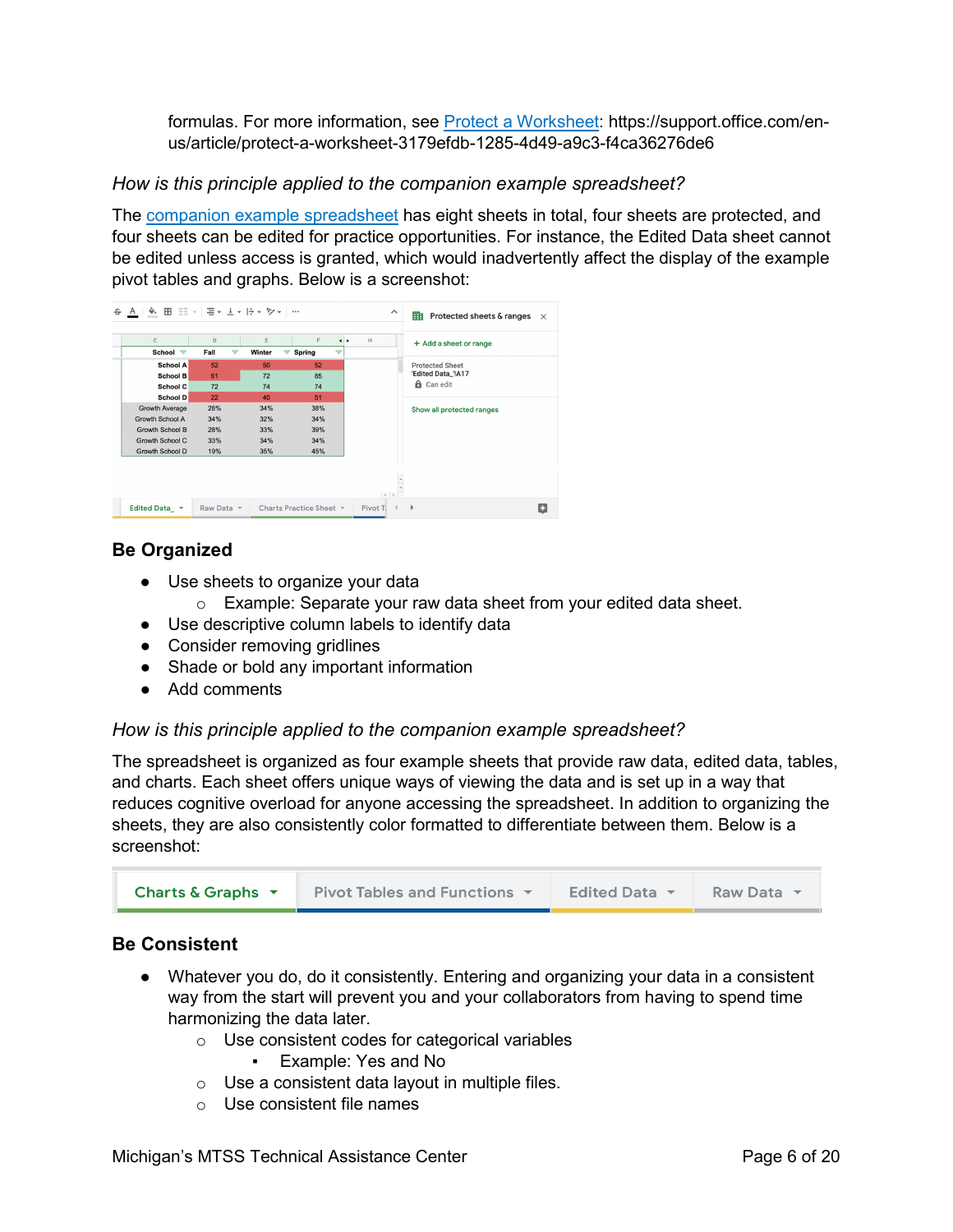formulas. For more information, see [Protect a Worksheet](https://support.office.com/en-us/article/protect-a-worksheet-3179efdb-1285-4d49-a9c3-f4ca36276de6): https://support.office.com/en-us/article/protect-a-worksheet-3179efdb-1285-4d49-a9c3-f4ca36276de6

*How is this principle applied to the companion example spreadsheet?*

The [companion example spreadsheet]() has eight sheets in total, four sheets are protected, and four sheets can be edited for practice opportunities. For instance, the Edited Data sheet cannot be edited unless access is granted, which would inadvertently affect the display of the example pivot tables and graphs. Below is a screenshot:

## Be Organized

- Use sheets to organize your data
  - Example: Separate your raw data sheet from your edited data sheet.
- Use descriptive column labels to identify data
- Consider removing gridlines
- Shade or bold any important information
- Add comments

*How is this principle applied to the companion example spreadsheet?*

The spreadsheet is organized as four example sheets that provide raw data, edited data, tables, and charts. Each sheet offers unique ways of viewing the data and is set up in a way that reduces cognitive overload for anyone accessing the spreadsheet. In addition to organizing the sheets, they are also consistently color formatted to differentiate between them. Below is a screenshot:

## Be Consistent

- Whatever you do, do it consistently. Entering and organizing your data in a consistent way from the start will prevent you and your collaborators from having to spend time harmonizing the data later.
  - Use consistent codes for categorical variables
    - Example: Yes and No
  - Use a consistent data layout in multiple files.
  - Use consistent file names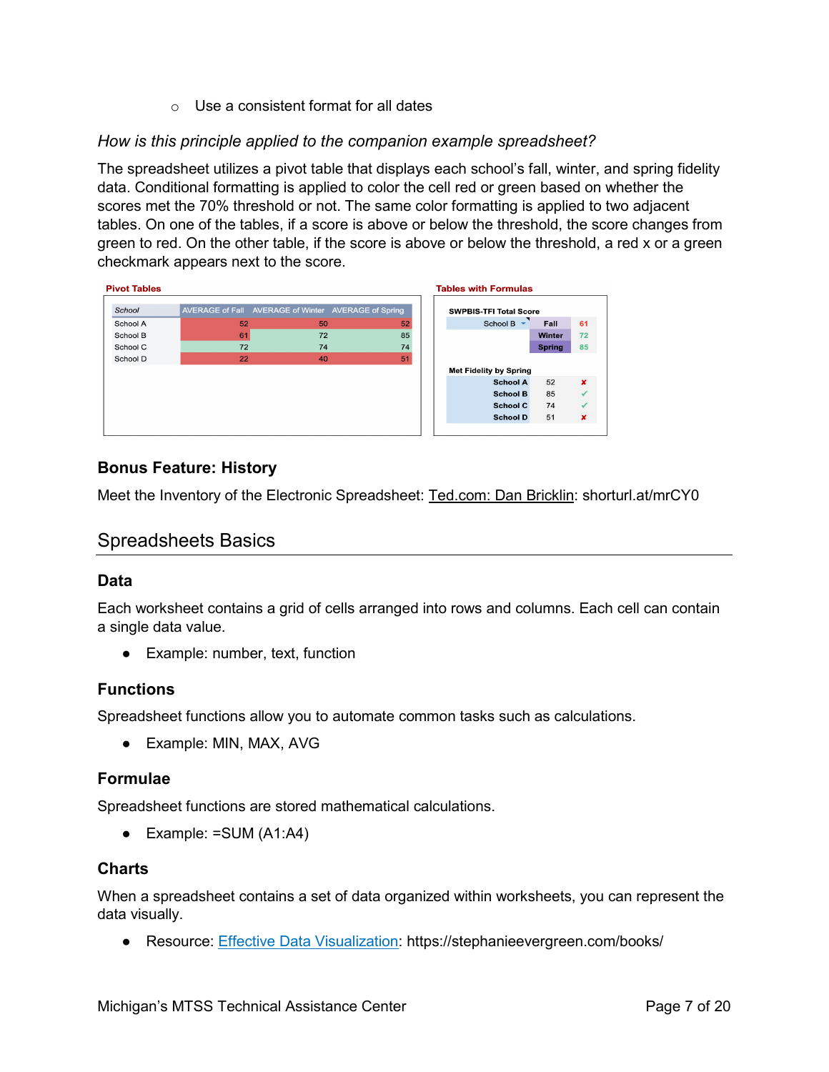- Use a consistent format for all dates

*How is this principle applied to the companion example spreadsheet?*

The spreadsheet utilizes a pivot table that displays each school's fall, winter, and spring fidelity data. Conditional formatting is applied to color the cell red or green based on whether the scores met the 70% threshold or not. The same color formatting is applied to two adjacent tables. On one of the tables, if a score is above or below the threshold, the score changes from green to red. On the other table, if the score is above or below the threshold, a red x or a green checkmark appears next to the score.

**Pivot Tables**

| School | AVERAGE of Fall | AVERAGE of Winter | AVERAGE of Spring |
|---|---|---|---|
| School A | 52 | 50 | 52 |
| School B | 61 | 72 | 85 |
| School C | 72 | 74 | 74 |
| School D | 22 | 40 | 51 |

**Tables with Formulas**

**SWPBIS-TFI Total Score**

| School B | | |
|---|---|---|
| | Fall | 61 |
| | Winter | 72 |
| | Spring | 85 |

**Met Fidelity by Spring**

| School | Score | Met |
|---|---|---|
| School A | 52 | ✘ |
| School B | 85 | ✓ |
| School C | 74 | ✓ |
| School D | 51 | ✘ |

### Bonus Feature: History

Meet the Inventory of the Electronic Spreadsheet: Ted.com: Dan Bricklin: shorturl.at/mrCY0

## Spreadsheets Basics

### Data

Each worksheet contains a grid of cells arranged into rows and columns. Each cell can contain a single data value.

- Example: number, text, function

### Functions

Spreadsheet functions allow you to automate common tasks such as calculations.

- Example: MIN, MAX, AVG

### Formulae

Spreadsheet functions are stored mathematical calculations.

- Example: =SUM (A1:A4)

### Charts

When a spreadsheet contains a set of data organized within worksheets, you can represent the data visually.

- Resource: Effective Data Visualization: https://stephanieevergreen.com/books/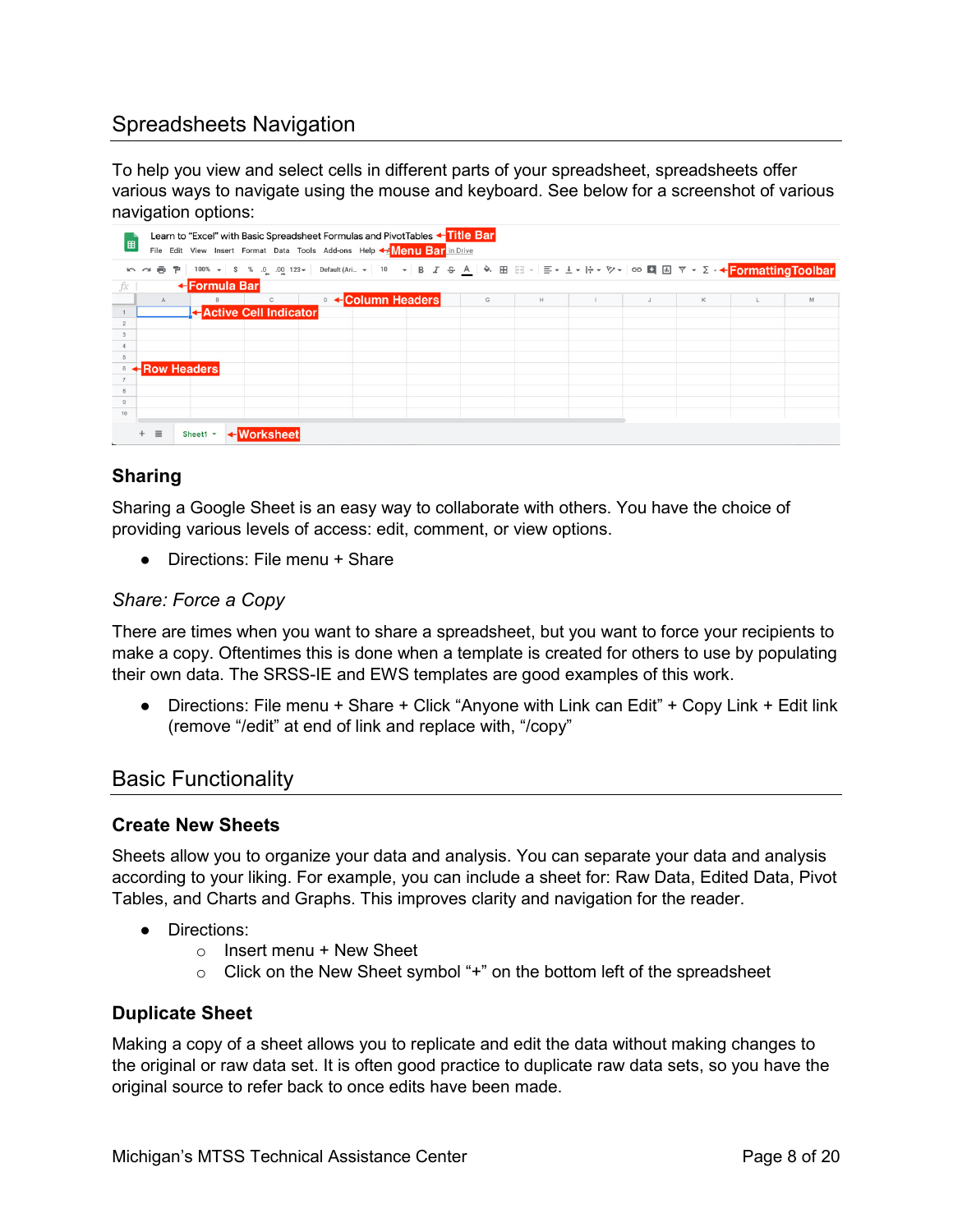## Spreadsheets Navigation

To help you view and select cells in different parts of your spreadsheet, spreadsheets offer various ways to navigate using the mouse and keyboard. See below for a screenshot of various navigation options:

### Sharing

Sharing a Google Sheet is an easy way to collaborate with others. You have the choice of providing various levels of access: edit, comment, or view options.

- Directions: File menu + Share

#### *Share: Force a Copy*

There are times when you want to share a spreadsheet, but you want to force your recipients to make a copy. Oftentimes this is done when a template is created for others to use by populating their own data. The SRSS-IE and EWS templates are good examples of this work.

- Directions: File menu + Share + Click “Anyone with Link can Edit” + Copy Link + Edit link (remove “/edit” at end of link and replace with, “/copy”

## Basic Functionality

### Create New Sheets

Sheets allow you to organize your data and analysis. You can separate your data and analysis according to your liking. For example, you can include a sheet for: Raw Data, Edited Data, Pivot Tables, and Charts and Graphs. This improves clarity and navigation for the reader.

- Directions:
  - Insert menu + New Sheet
  - Click on the New Sheet symbol “+” on the bottom left of the spreadsheet

### Duplicate Sheet

Making a copy of a sheet allows you to replicate and edit the data without making changes to the original or raw data set. It is often good practice to duplicate raw data sets, so you have the original source to refer back to once edits have been made.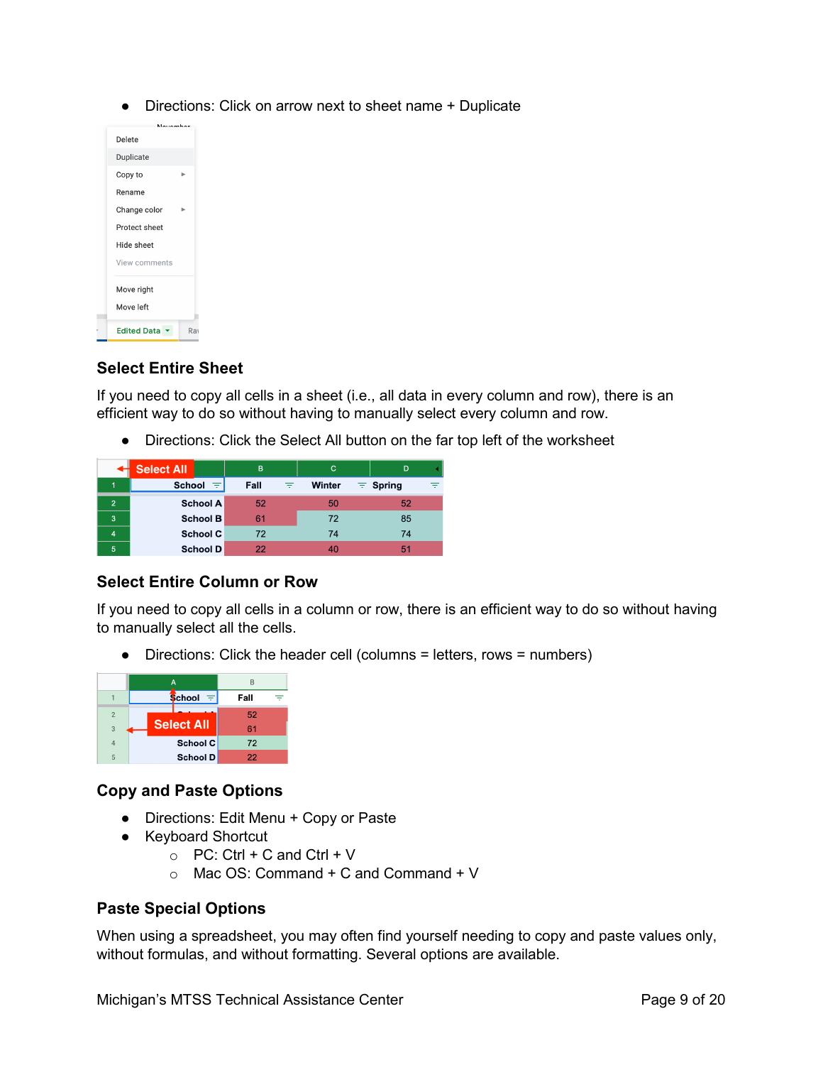- Directions: Click on arrow next to sheet name + Duplicate

### Select Entire Sheet

If you need to copy all cells in a sheet (i.e., all data in every column and row), there is an efficient way to do so without having to manually select every column and row.

- Directions: Click the Select All button on the far top left of the worksheet

### Select Entire Column or Row

If you need to copy all cells in a column or row, there is an efficient way to do so without having to manually select all the cells.

- Directions: Click the header cell (columns = letters, rows = numbers)

### Copy and Paste Options

- Directions: Edit Menu + Copy or Paste
- Keyboard Shortcut
  - PC: Ctrl + C and Ctrl + V
  - Mac OS: Command + C and Command + V

### Paste Special Options

When using a spreadsheet, you may often find yourself needing to copy and paste values only, without formulas, and without formatting. Several options are available.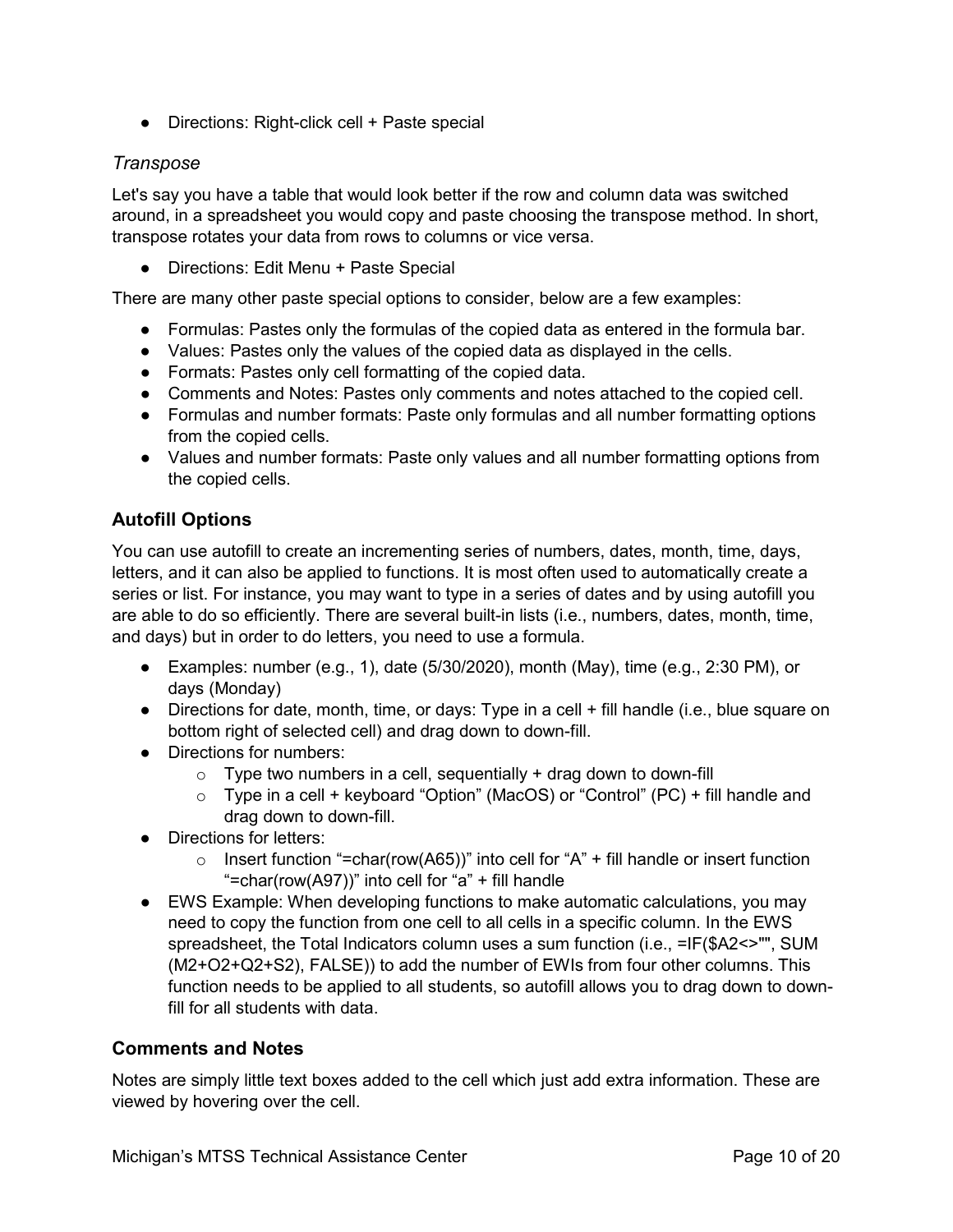- Directions: Right-click cell + Paste special

### *Transpose*

Let's say you have a table that would look better if the row and column data was switched around, in a spreadsheet you would copy and paste choosing the transpose method. In short, transpose rotates your data from rows to columns or vice versa.

- Directions: Edit Menu + Paste Special

There are many other paste special options to consider, below are a few examples:

- Formulas: Pastes only the formulas of the copied data as entered in the formula bar.
- Values: Pastes only the values of the copied data as displayed in the cells.
- Formats: Pastes only cell formatting of the copied data.
- Comments and Notes: Pastes only comments and notes attached to the copied cell.
- Formulas and number formats: Paste only formulas and all number formatting options from the copied cells.
- Values and number formats: Paste only values and all number formatting options from the copied cells.

## Autofill Options

You can use autofill to create an incrementing series of numbers, dates, month, time, days, letters, and it can also be applied to functions. It is most often used to automatically create a series or list. For instance, you may want to type in a series of dates and by using autofill you are able to do so efficiently. There are several built-in lists (i.e., numbers, dates, month, time, and days) but in order to do letters, you need to use a formula.

- Examples: number (e.g., 1), date (5/30/2020), month (May), time (e.g., 2:30 PM), or days (Monday)
- Directions for date, month, time, or days: Type in a cell + fill handle (i.e., blue square on bottom right of selected cell) and drag down to down-fill.
- Directions for numbers:
  - Type two numbers in a cell, sequentially + drag down to down-fill
  - Type in a cell + keyboard “Option” (MacOS) or “Control” (PC) + fill handle and drag down to down-fill.
- Directions for letters:
  - Insert function “=char(row(A65))” into cell for “A” + fill handle or insert function “=char(row(A97))” into cell for “a” + fill handle
- EWS Example: When developing functions to make automatic calculations, you may need to copy the function from one cell to all cells in a specific column. In the EWS spreadsheet, the Total Indicators column uses a sum function (i.e., =IF($A2<>"", SUM (M2+O2+Q2+S2), FALSE)) to add the number of EWIs from four other columns. This function needs to be applied to all students, so autofill allows you to drag down to down-fill for all students with data.

## Comments and Notes

Notes are simply little text boxes added to the cell which just add extra information. These are viewed by hovering over the cell.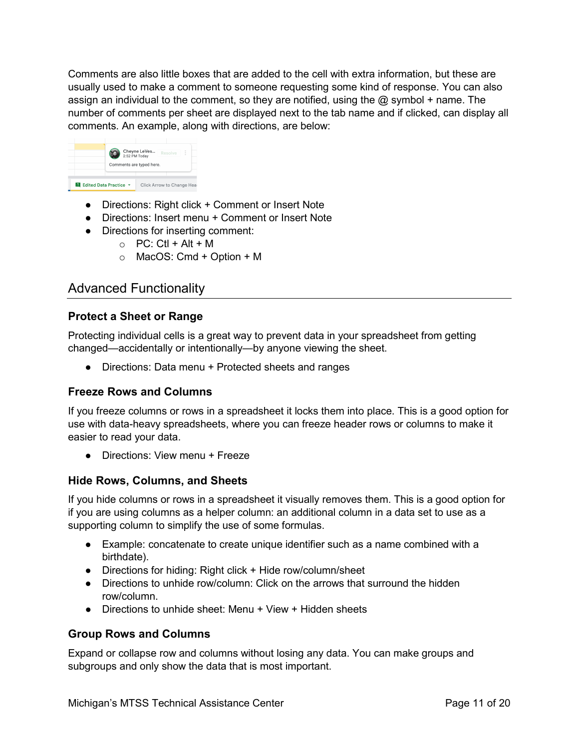Comments are also little boxes that are added to the cell with extra information, but these are usually used to make a comment to someone requesting some kind of response. You can also assign an individual to the comment, so they are notified, using the @ symbol + name. The number of comments per sheet are displayed next to the tab name and if clicked, can display all comments. An example, along with directions, are below:

- Directions: Right click + Comment or Insert Note
- Directions: Insert menu + Comment or Insert Note
- Directions for inserting comment:
  - PC: Ctl + Alt + M
  - MacOS: Cmd + Option + M

## Advanced Functionality

### Protect a Sheet or Range

Protecting individual cells is a great way to prevent data in your spreadsheet from getting changed—accidentally or intentionally—by anyone viewing the sheet.

- Directions: Data menu + Protected sheets and ranges

### Freeze Rows and Columns

If you freeze columns or rows in a spreadsheet it locks them into place. This is a good option for use with data-heavy spreadsheets, where you can freeze header rows or columns to make it easier to read your data.

- Directions: View menu + Freeze

### Hide Rows, Columns, and Sheets

If you hide columns or rows in a spreadsheet it visually removes them. This is a good option for if you are using columns as a helper column: an additional column in a data set to use as a supporting column to simplify the use of some formulas.

- Example: concatenate to create unique identifier such as a name combined with a birthdate).
- Directions for hiding: Right click + Hide row/column/sheet
- Directions to unhide row/column: Click on the arrows that surround the hidden row/column.
- Directions to unhide sheet: Menu + View + Hidden sheets

### Group Rows and Columns

Expand or collapse row and columns without losing any data. You can make groups and subgroups and only show the data that is most important.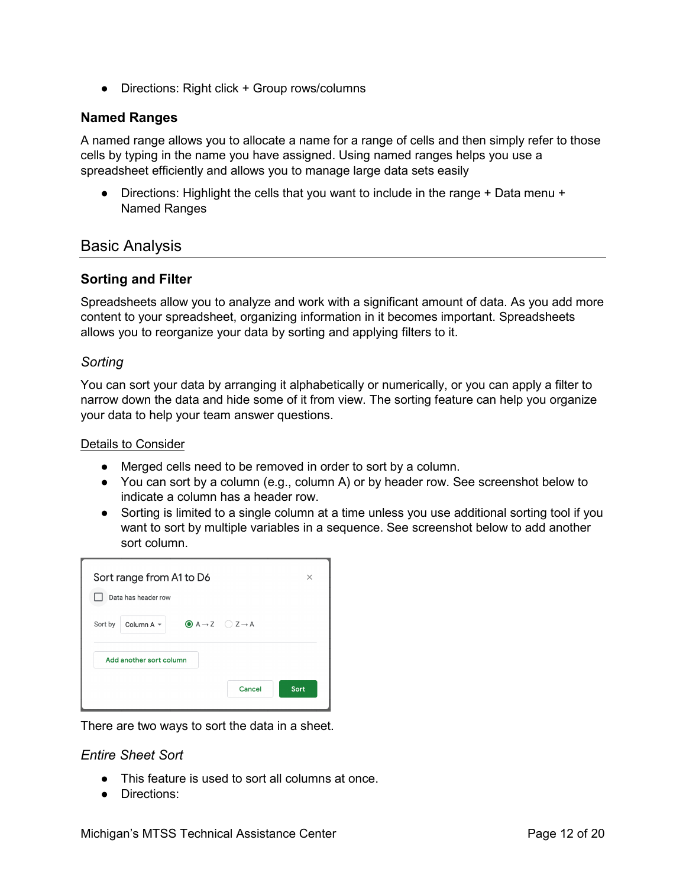- Directions: Right click + Group rows/columns

### Named Ranges

A named range allows you to allocate a name for a range of cells and then simply refer to those cells by typing in the name you have assigned. Using named ranges helps you use a spreadsheet efficiently and allows you to manage large data sets easily

- Directions: Highlight the cells that you want to include in the range + Data menu + Named Ranges

## Basic Analysis

### Sorting and Filter

Spreadsheets allow you to analyze and work with a significant amount of data. As you add more content to your spreadsheet, organizing information in it becomes important. Spreadsheets allows you to reorganize your data by sorting and applying filters to it.

#### *Sorting*

You can sort your data by arranging it alphabetically or numerically, or you can apply a filter to narrow down the data and hide some of it from view. The sorting feature can help you organize your data to help your team answer questions.

Details to Consider

- Merged cells need to be removed in order to sort by a column.
- You can sort by a column (e.g., column A) or by header row. See screenshot below to indicate a column has a header row.
- Sorting is limited to a single column at a time unless you use additional sorting tool if you want to sort by multiple variables in a sequence. See screenshot below to add another sort column.

Sort range from A1 to D6

Data has header row

Sort by Column A A → Z Z → A

Add another sort column

Cancel Sort

There are two ways to sort the data in a sheet.

#### *Entire Sheet Sort*

- This feature is used to sort all columns at once.
- Directions: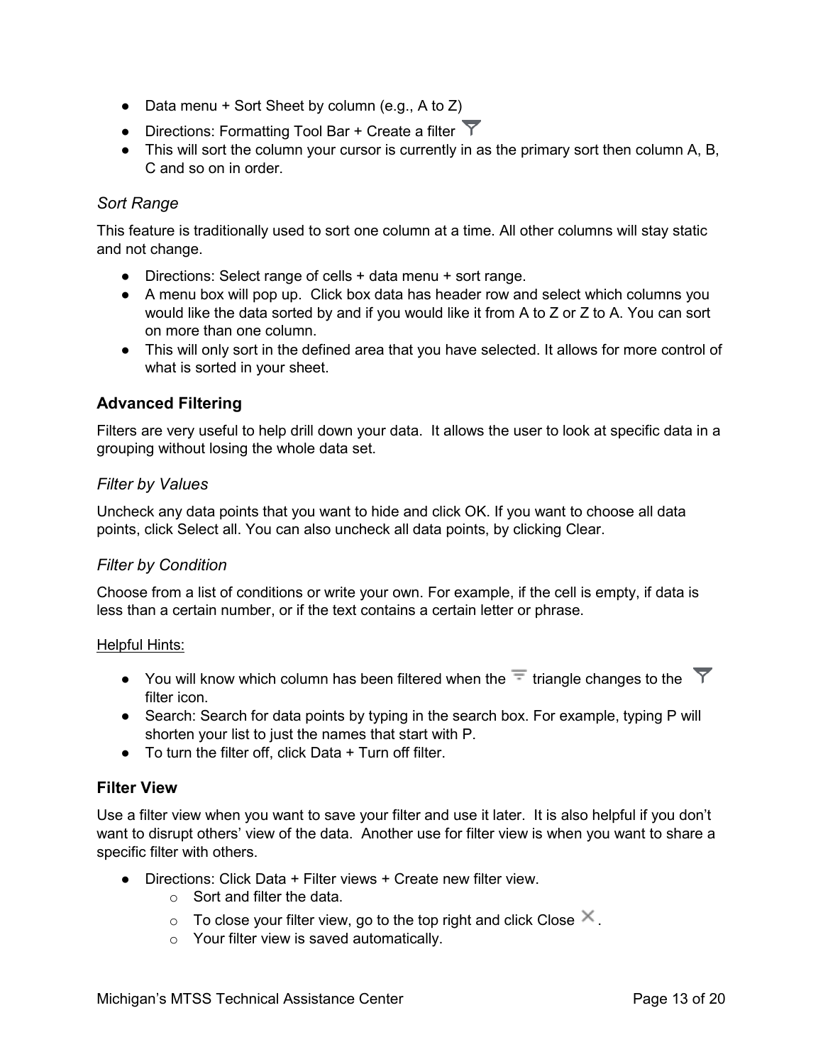- Data menu + Sort Sheet by column (e.g., A to Z)
- Directions: Formatting Tool Bar + Create a filter
- This will sort the column your cursor is currently in as the primary sort then column A, B, C and so on in order.

### *Sort Range*

This feature is traditionally used to sort one column at a time. All other columns will stay static and not change.

- Directions: Select range of cells + data menu + sort range.
- A menu box will pop up. Click box data has header row and select which columns you would like the data sorted by and if you would like it from A to Z or Z to A. You can sort on more than one column.
- This will only sort in the defined area that you have selected. It allows for more control of what is sorted in your sheet.

## **Advanced Filtering**

Filters are very useful to help drill down your data. It allows the user to look at specific data in a grouping without losing the whole data set.

### *Filter by Values*

Uncheck any data points that you want to hide and click OK. If you want to choose all data points, click Select all. You can also uncheck all data points, by clicking Clear.

### *Filter by Condition*

Choose from a list of conditions or write your own. For example, if the cell is empty, if data is less than a certain number, or if the text contains a certain letter or phrase.

<u>Helpful Hints:</u>

- You will know which column has been filtered when the triangle changes to the filter icon.
- Search: Search for data points by typing in the search box. For example, typing P will shorten your list to just the names that start with P.
- To turn the filter off, click Data + Turn off filter.

## **Filter View**

Use a filter view when you want to save your filter and use it later. It is also helpful if you don't want to disrupt others' view of the data. Another use for filter view is when you want to share a specific filter with others.

- Directions: Click Data + Filter views + Create new filter view.
  - Sort and filter the data.
  - To close your filter view, go to the top right and click Close ✕.
  - Your filter view is saved automatically.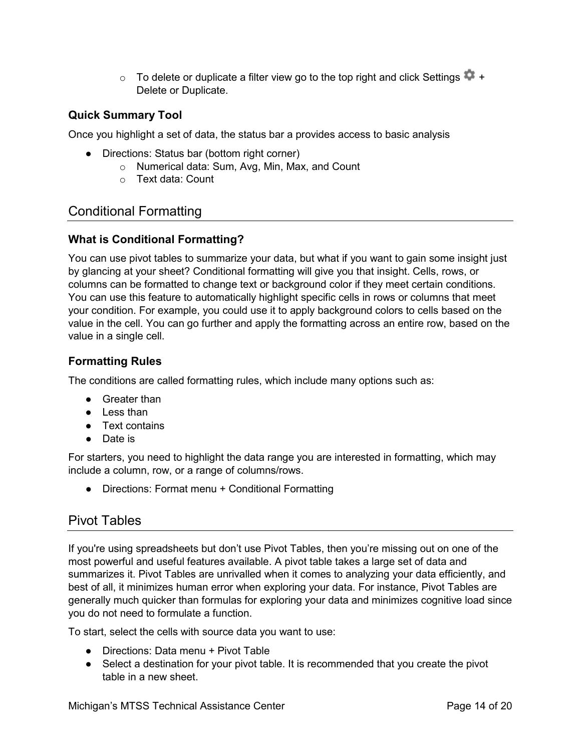- To delete or duplicate a filter view go to the top right and click Settings ⚙ + Delete or Duplicate.

### Quick Summary Tool

Once you highlight a set of data, the status bar a provides access to basic analysis

- Directions: Status bar (bottom right corner)
   - Numerical data: Sum, Avg, Min, Max, and Count
   - Text data: Count

## Conditional Formatting

### What is Conditional Formatting?

You can use pivot tables to summarize your data, but what if you want to gain some insight just by glancing at your sheet? Conditional formatting will give you that insight. Cells, rows, or columns can be formatted to change text or background color if they meet certain conditions. You can use this feature to automatically highlight specific cells in rows or columns that meet your condition. For example, you could use it to apply background colors to cells based on the value in the cell. You can go further and apply the formatting across an entire row, based on the value in a single cell.

### Formatting Rules

The conditions are called formatting rules, which include many options such as:

- Greater than
- Less than
- Text contains
- Date is

For starters, you need to highlight the data range you are interested in formatting, which may include a column, row, or a range of columns/rows.

- Directions: Format menu + Conditional Formatting

## Pivot Tables

If you're using spreadsheets but don't use Pivot Tables, then you're missing out on one of the most powerful and useful features available. A pivot table takes a large set of data and summarizes it. Pivot Tables are unrivalled when it comes to analyzing your data efficiently, and best of all, it minimizes human error when exploring your data. For instance, Pivot Tables are generally much quicker than formulas for exploring your data and minimizes cognitive load since you do not need to formulate a function.

To start, select the cells with source data you want to use:

- Directions: Data menu + Pivot Table
- Select a destination for your pivot table. It is recommended that you create the pivot table in a new sheet.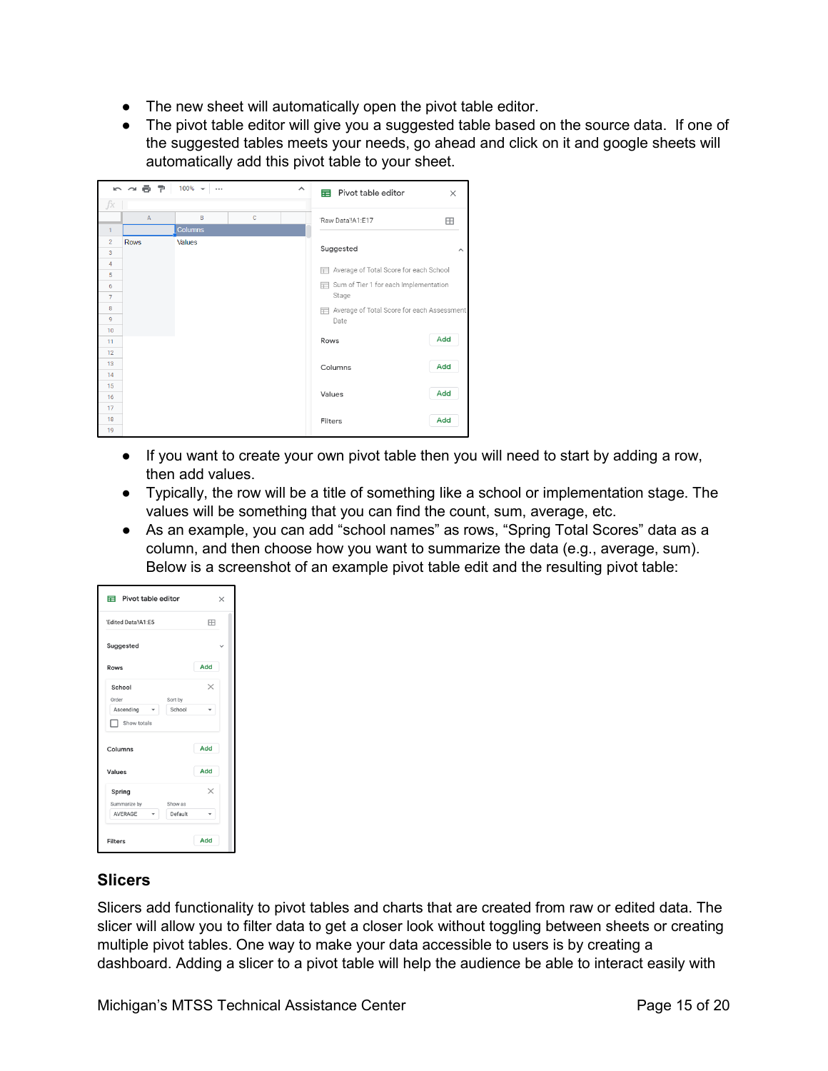- The new sheet will automatically open the pivot table editor.
- The pivot table editor will give you a suggested table based on the source data. If one of the suggested tables meets your needs, go ahead and click on it and google sheets will automatically add this pivot table to your sheet.

- If you want to create your own pivot table then you will need to start by adding a row, then add values.
- Typically, the row will be a title of something like a school or implementation stage. The values will be something that you can find the count, sum, average, etc.
- As an example, you can add "school names" as rows, "Spring Total Scores" data as a column, and then choose how you want to summarize the data (e.g., average, sum). Below is a screenshot of an example pivot table edit and the resulting pivot table:

## Slicers

Slicers add functionality to pivot tables and charts that are created from raw or edited data. The slicer will allow you to filter data to get a closer look without toggling between sheets or creating multiple pivot tables. One way to make your data accessible to users is by creating a dashboard. Adding a slicer to a pivot table will help the audience be able to interact easily with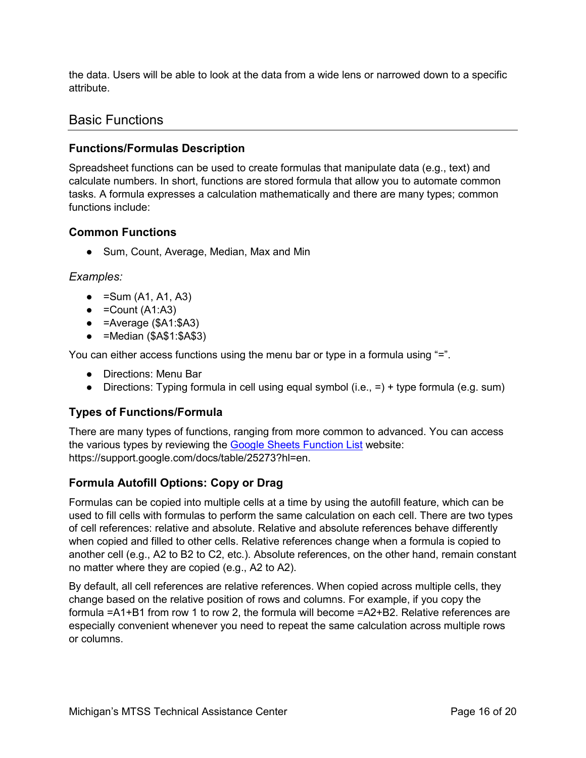the data. Users will be able to look at the data from a wide lens or narrowed down to a specific attribute.

## Basic Functions

### Functions/Formulas Description

Spreadsheet functions can be used to create formulas that manipulate data (e.g., text) and calculate numbers. In short, functions are stored formula that allow you to automate common tasks. A formula expresses a calculation mathematically and there are many types; common functions include:

### Common Functions

- Sum, Count, Average, Median, Max and Min

*Examples:*

- =Sum (A1, A1, A3)
- =Count (A1:A3)
- =Average ($A1:$A3)
- =Median ($A$1:$A$3)

You can either access functions using the menu bar or type in a formula using "=".

- Directions: Menu Bar
- Directions: Typing formula in cell using equal symbol (i.e., =) + type formula (e.g. sum)

### Types of Functions/Formula

There are many types of functions, ranging from more common to advanced. You can access the various types by reviewing the [Google Sheets Function List](https://support.google.com/docs/table/25273?hl=en) website: https://support.google.com/docs/table/25273?hl=en.

### Formula Autofill Options: Copy or Drag

Formulas can be copied into multiple cells at a time by using the autofill feature, which can be used to fill cells with formulas to perform the same calculation on each cell. There are two types of cell references: relative and absolute. Relative and absolute references behave differently when copied and filled to other cells. Relative references change when a formula is copied to another cell (e.g., A2 to B2 to C2, etc.). Absolute references, on the other hand, remain constant no matter where they are copied (e.g., A2 to A2).

By default, all cell references are relative references. When copied across multiple cells, they change based on the relative position of rows and columns. For example, if you copy the formula =A1+B1 from row 1 to row 2, the formula will become =A2+B2. Relative references are especially convenient whenever you need to repeat the same calculation across multiple rows or columns.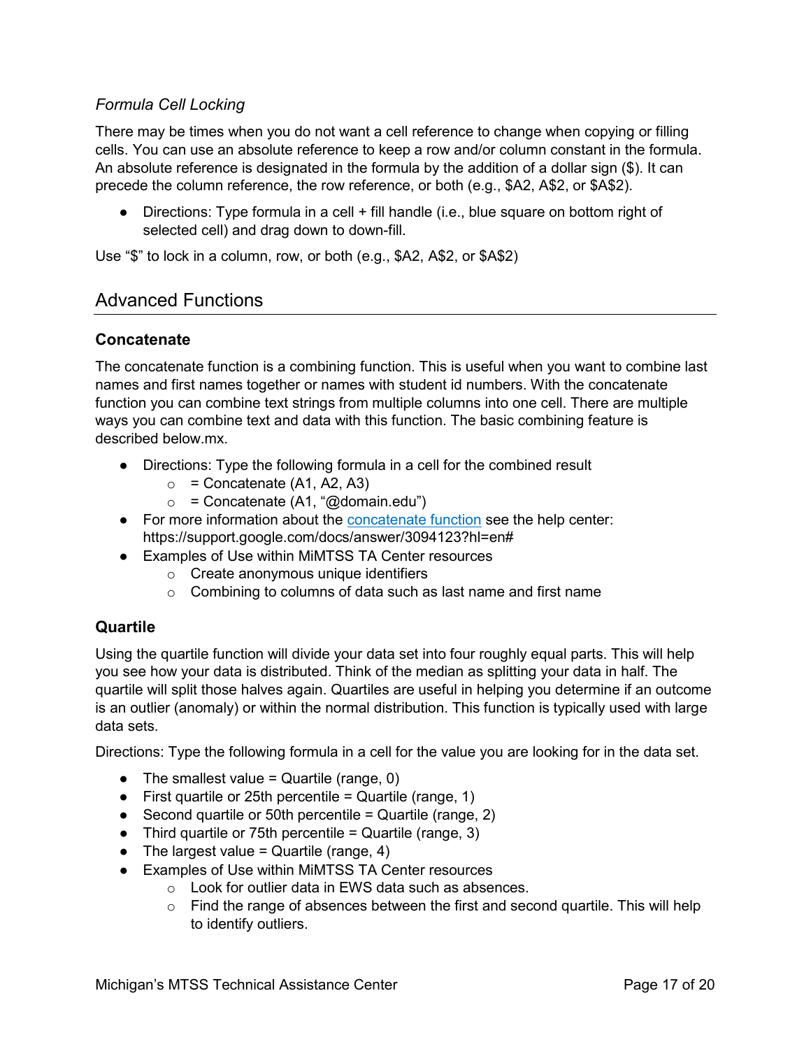### *Formula Cell Locking*

There may be times when you do not want a cell reference to change when copying or filling cells. You can use an absolute reference to keep a row and/or column constant in the formula. An absolute reference is designated in the formula by the addition of a dollar sign ($). It can precede the column reference, the row reference, or both (e.g., $A2, A$2, or $A$2).

- Directions: Type formula in a cell + fill handle (i.e., blue square on bottom right of selected cell) and drag down to down-fill.

Use "$" to lock in a column, row, or both (e.g., $A2, A$2, or $A$2)

## Advanced Functions

### Concatenate

The concatenate function is a combining function. This is useful when you want to combine last names and first names together or names with student id numbers. With the concatenate function you can combine text strings from multiple columns into one cell. There are multiple ways you can combine text and data with this function. The basic combining feature is described below.mx.

- Directions: Type the following formula in a cell for the combined result
  - = Concatenate (A1, A2, A3)
  - = Concatenate (A1, "@domain.edu")
- For more information about the [concatenate function](https://support.google.com/docs/answer/3094123?hl=en#) see the help center: https://support.google.com/docs/answer/3094123?hl=en#
- Examples of Use within MiMTSS TA Center resources
  - Create anonymous unique identifiers
  - Combining to columns of data such as last name and first name

### Quartile

Using the quartile function will divide your data set into four roughly equal parts. This will help you see how your data is distributed. Think of the median as splitting your data in half. The quartile will split those halves again. Quartiles are useful in helping you determine if an outcome is an outlier (anomaly) or within the normal distribution. This function is typically used with large data sets.

Directions: Type the following formula in a cell for the value you are looking for in the data set.

- The smallest value = Quartile (range, 0)
- First quartile or 25th percentile = Quartile (range, 1)
- Second quartile or 50th percentile = Quartile (range, 2)
- Third quartile or 75th percentile = Quartile (range, 3)
- The largest value = Quartile (range, 4)
- Examples of Use within MiMTSS TA Center resources
  - Look for outlier data in EWS data such as absences.
  - Find the range of absences between the first and second quartile. This will help to identify outliers.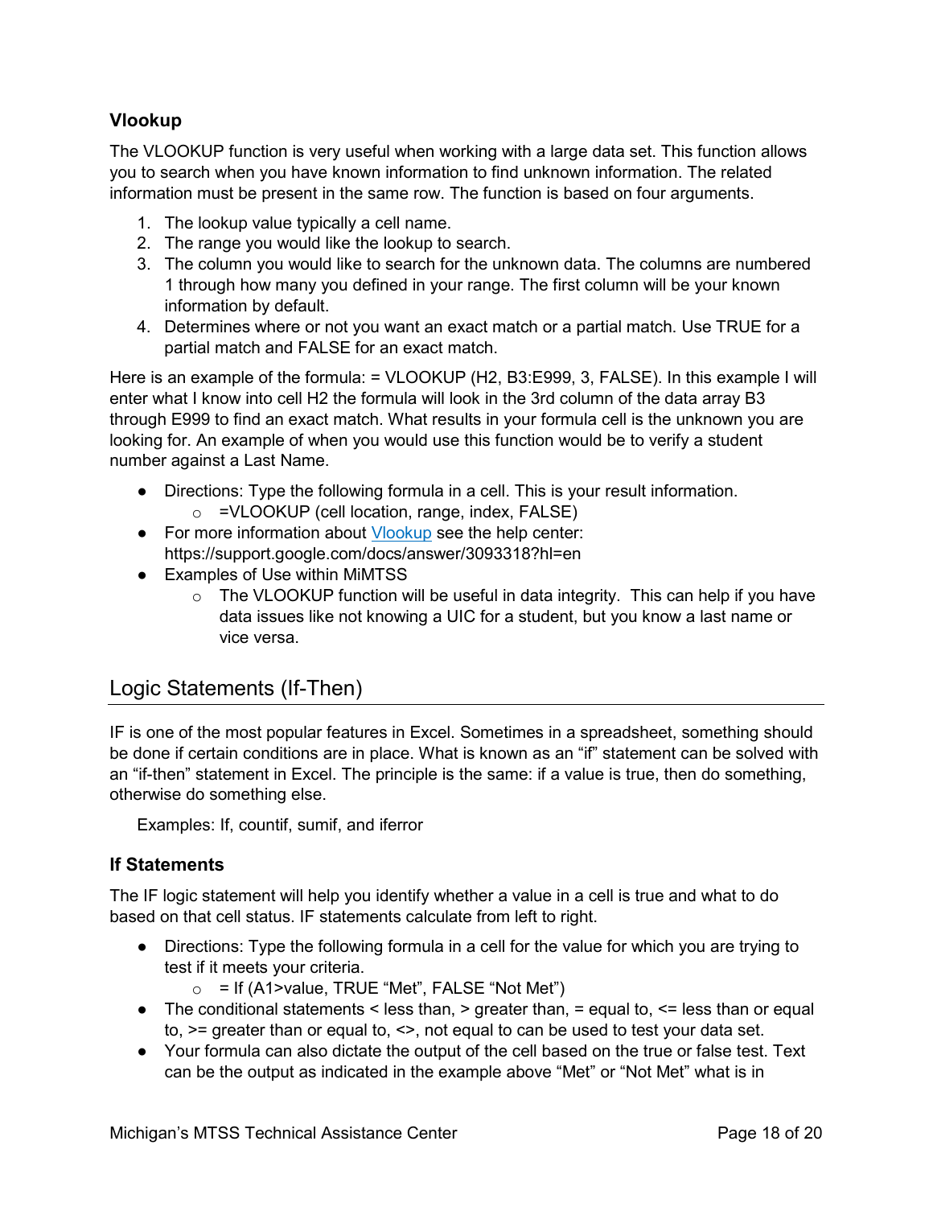### Vlookup

The VLOOKUP function is very useful when working with a large data set. This function allows you to search when you have known information to find unknown information. The related information must be present in the same row. The function is based on four arguments.

1. The lookup value typically a cell name.
2. The range you would like the lookup to search.
3. The column you would like to search for the unknown data. The columns are numbered 1 through how many you defined in your range. The first column will be your known information by default.
4. Determines where or not you want an exact match or a partial match. Use TRUE for a partial match and FALSE for an exact match.

Here is an example of the formula: = VLOOKUP (H2, B3:E999, 3, FALSE). In this example I will enter what I know into cell H2 the formula will look in the 3rd column of the data array B3 through E999 to find an exact match. What results in your formula cell is the unknown you are looking for. An example of when you would use this function would be to verify a student number against a Last Name.

- Directions: Type the following formula in a cell. This is your result information.
  - =VLOOKUP (cell location, range, index, FALSE)
- For more information about [Vlookup](https://support.google.com/docs/answer/3093318?hl=en) see the help center: https://support.google.com/docs/answer/3093318?hl=en
- Examples of Use within MiMTSS
  - The VLOOKUP function will be useful in data integrity. This can help if you have data issues like not knowing a UIC for a student, but you know a last name or vice versa.

## Logic Statements (If-Then)

IF is one of the most popular features in Excel. Sometimes in a spreadsheet, something should be done if certain conditions are in place. What is known as an "if" statement can be solved with an "if-then" statement in Excel. The principle is the same: if a value is true, then do something, otherwise do something else.

Examples: If, countif, sumif, and iferror

### If Statements

The IF logic statement will help you identify whether a value in a cell is true and what to do based on that cell status. IF statements calculate from left to right.

- Directions: Type the following formula in a cell for the value for which you are trying to test if it meets your criteria.
  - = If (A1>value, TRUE "Met", FALSE "Not Met")
- The conditional statements < less than, > greater than, = equal to, <= less than or equal to, >= greater than or equal to, <>, not equal to can be used to test your data set.
- Your formula can also dictate the output of the cell based on the true or false test. Text can be the output as indicated in the example above "Met" or "Not Met" what is in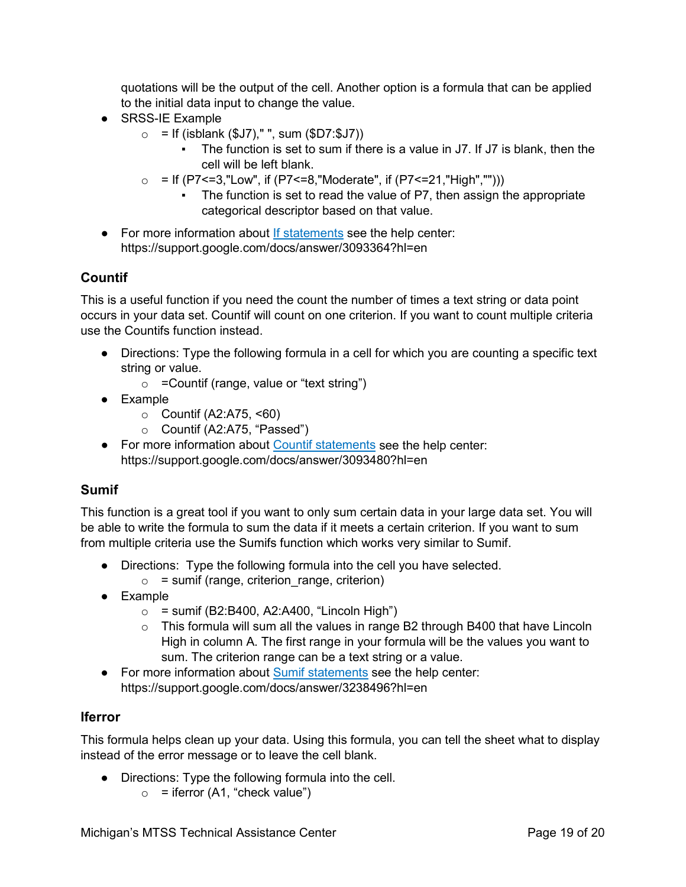quotations will be the output of the cell. Another option is a formula that can be applied to the initial data input to change the value.

- SRSS-IE Example
  - = If (isblank ($J7)," ", sum ($D7:$J7))
    - The function is set to sum if there is a value in J7. If J7 is blank, then the cell will be left blank.
  - = If (P7<=3,"Low", if (P7<=8,"Moderate", if (P7<=21,"High","")))
    - The function is set to read the value of P7, then assign the appropriate categorical descriptor based on that value.
- For more information about [If statements](https://support.google.com/docs/answer/3093364?hl=en) see the help center: https://support.google.com/docs/answer/3093364?hl=en

### Countif

This is a useful function if you need the count the number of times a text string or data point occurs in your data set. Countif will count on one criterion. If you want to count multiple criteria use the Countifs function instead.

- Directions: Type the following formula in a cell for which you are counting a specific text string or value.
  - =Countif (range, value or "text string")
- Example
  - Countif (A2:A75, <60)
  - Countif (A2:A75, "Passed")
- For more information about [Countif statements](https://support.google.com/docs/answer/3093480?hl=en) see the help center: https://support.google.com/docs/answer/3093480?hl=en

### Sumif

This function is a great tool if you want to only sum certain data in your large data set. You will be able to write the formula to sum the data if it meets a certain criterion. If you want to sum from multiple criteria use the Sumifs function which works very similar to Sumif.

- Directions: Type the following formula into the cell you have selected.
  - = sumif (range, criterion_range, criterion)
- Example
  - = sumif (B2:B400, A2:A400, "Lincoln High")
  - This formula will sum all the values in range B2 through B400 that have Lincoln High in column A. The first range in your formula will be the values you want to sum. The criterion range can be a text string or a value.
- For more information about [Sumif statements](https://support.google.com/docs/answer/3238496?hl=en) see the help center: https://support.google.com/docs/answer/3238496?hl=en

### Iferror

This formula helps clean up your data. Using this formula, you can tell the sheet what to display instead of the error message or to leave the cell blank.

- Directions: Type the following formula into the cell.
  - = iferror (A1, "check value")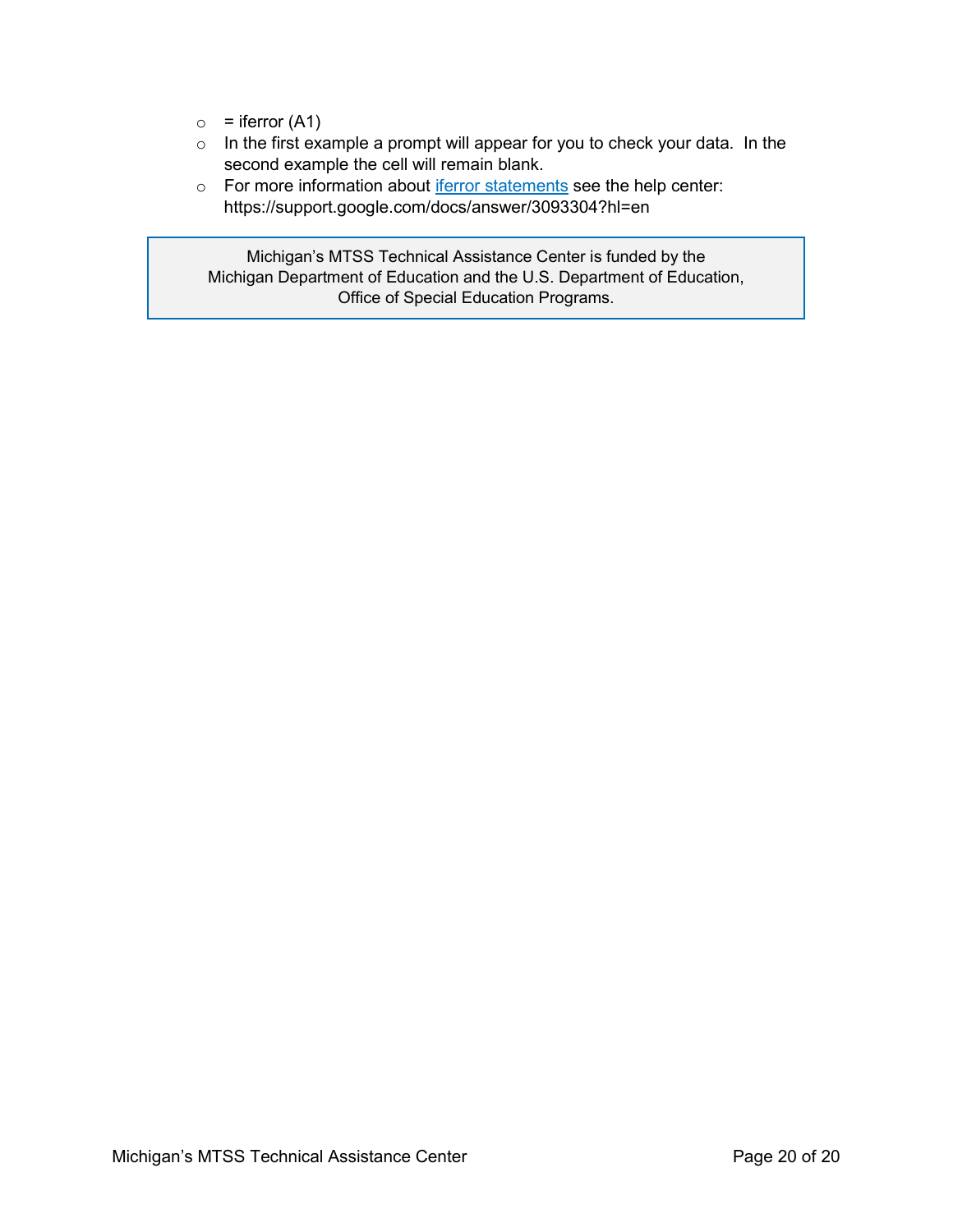- = iferror (A1)
- In the first example a prompt will appear for you to check your data. In the second example the cell will remain blank.
- For more information about [iferror statements](https://support.google.com/docs/answer/3093304?hl=en) see the help center: https://support.google.com/docs/answer/3093304?hl=en

Michigan's MTSS Technical Assistance Center is funded by the Michigan Department of Education and the U.S. Department of Education, Office of Special Education Programs.